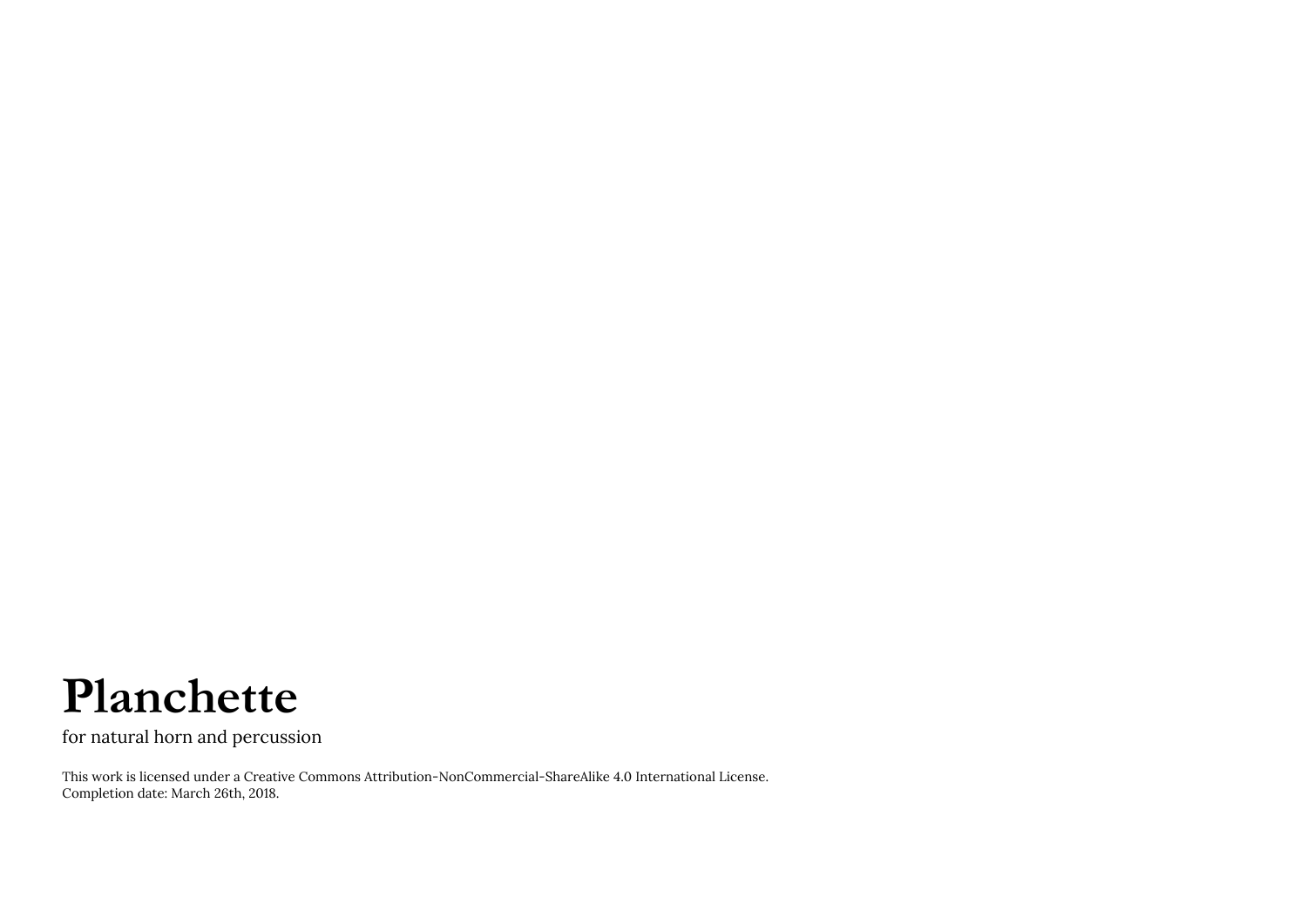# Planchette

for natural horn and percussion

This work is licensed under a Creative Commons Attribution-NonCommercial-ShareAlike 4.0 International License.
Completion date: March 26th, 2018.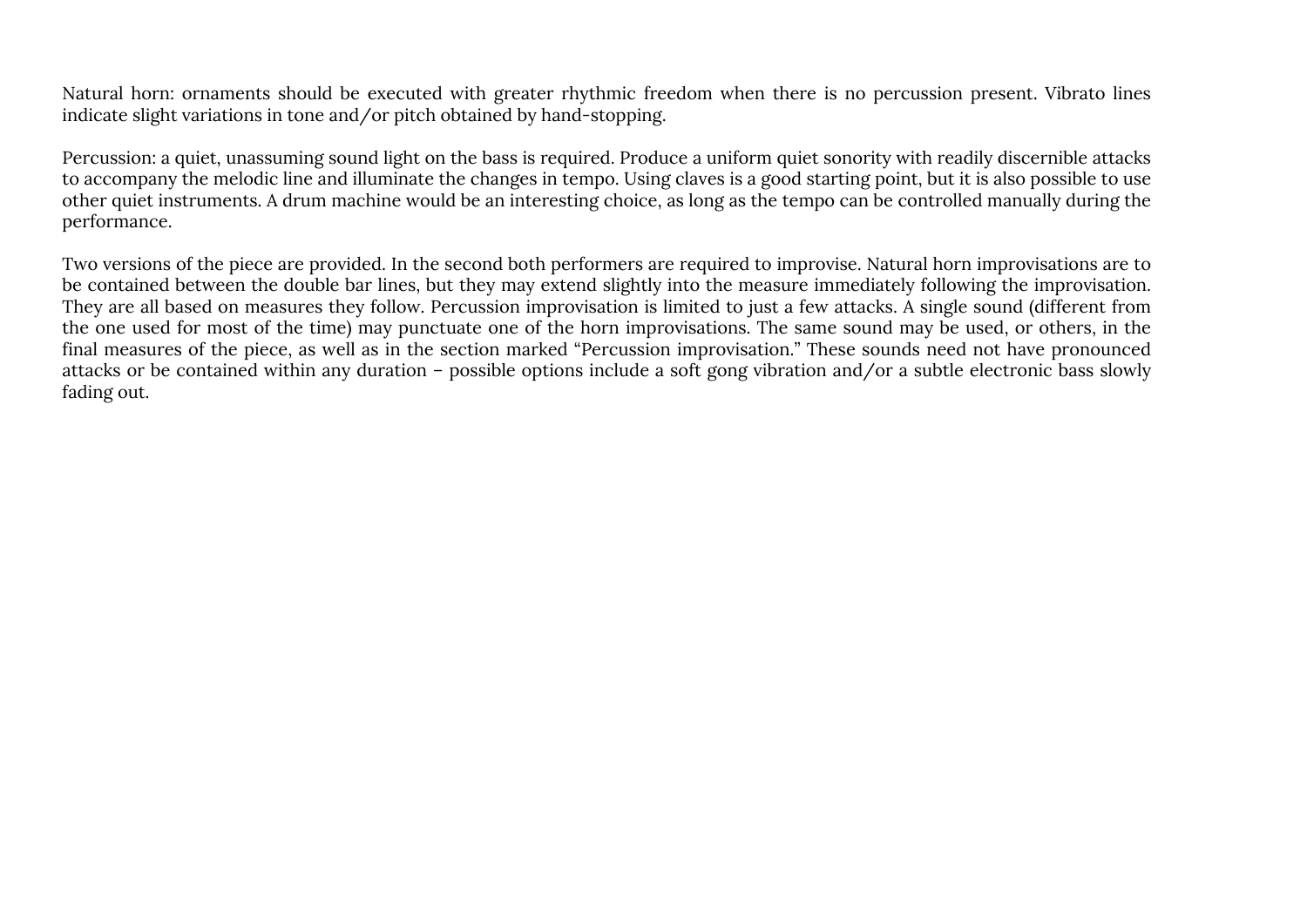Natural horn: ornaments should be executed with greater rhythmic freedom when there is no percussion present. Vibrato lines indicate slight variations in tone and/or pitch obtained by hand-stopping.

Percussion: a quiet, unassuming sound light on the bass is required. Produce a uniform quiet sonority with readily discernible attacks to accompany the melodic line and illuminate the changes in tempo. Using claves is a good starting point, but it is also possible to use other quiet instruments. A drum machine would be an interesting choice, as long as the tempo can be controlled manually during the performance.

Two versions of the piece are provided. In the second both performers are required to improvise. Natural horn improvisations are to be contained between the double bar lines, but they may extend slightly into the measure immediately following the improvisation. They are all based on measures they follow. Percussion improvisation is limited to just a few attacks. A single sound (different from the one used for most of the time) may punctuate one of the horn improvisations. The same sound may be used, or others, in the final measures of the piece, as well as in the section marked "Percussion improvisation." These sounds need not have pronounced attacks or be contained within any duration – possible options include a soft gong vibration and/or a subtle electronic bass slowly fading out.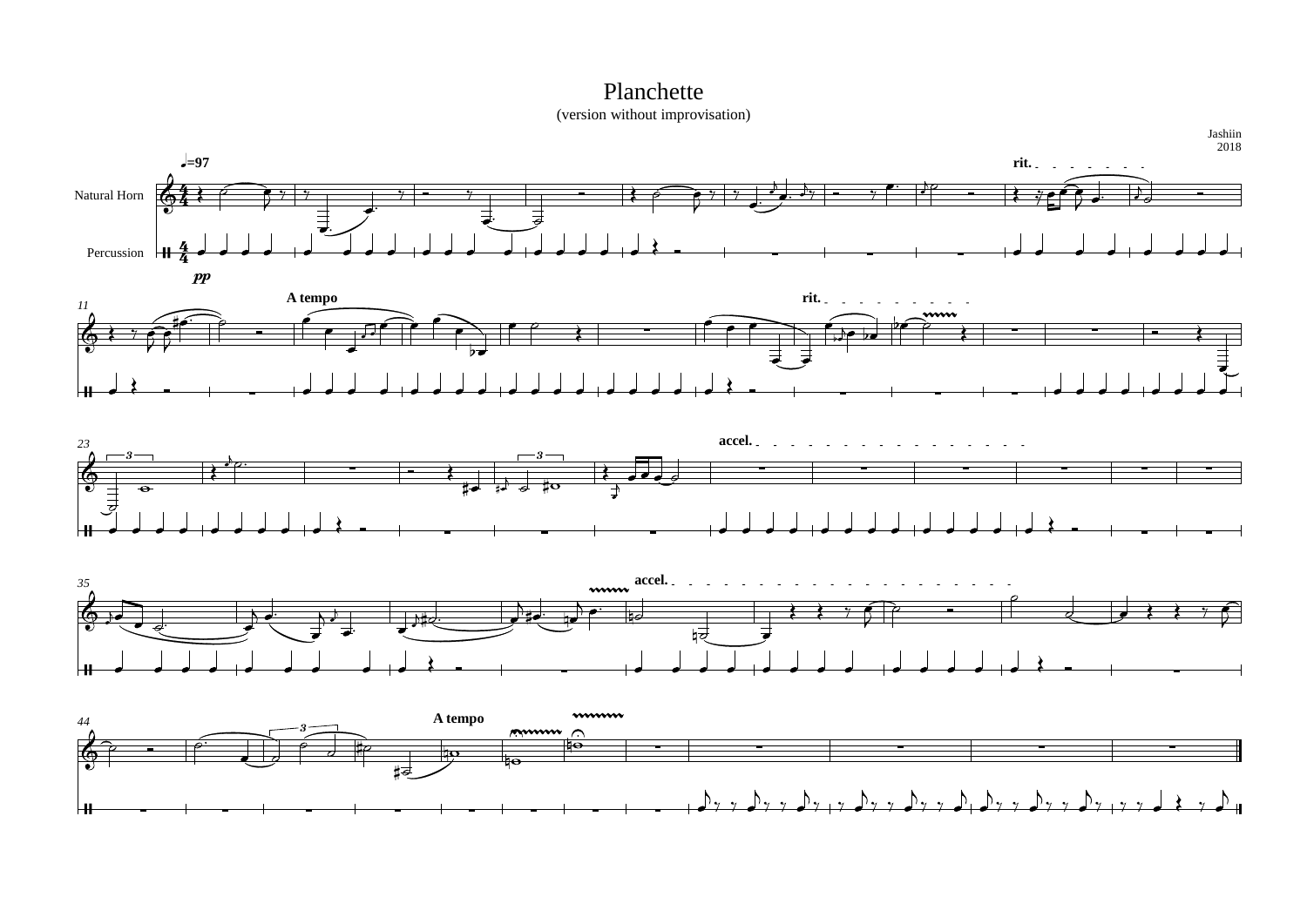# Planchette

(version without improvisation)

Jashiin
2018

♩=97

Natural Horn

Percussion

*pp*

rit.

A tempo

rit.

accel.

accel.

A tempo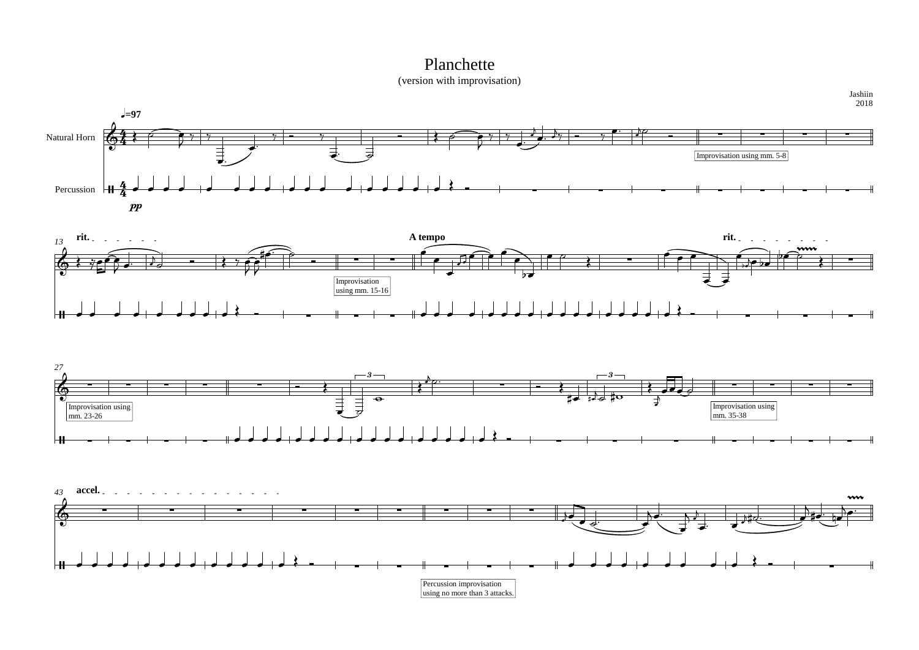# Planchette

(version with improvisation)

Jashiin
2018

♩=97

Natural Horn

Percussion

*pp*

Improvisation using mm. 5-8

13

**rit.**

Improvisation using mm. 15-16

**A tempo**

**rit.**

27

Improvisation using mm. 23-26

Improvisation using mm. 35-38

43

**accel.**

Percussion improvisation using no more than 3 attacks.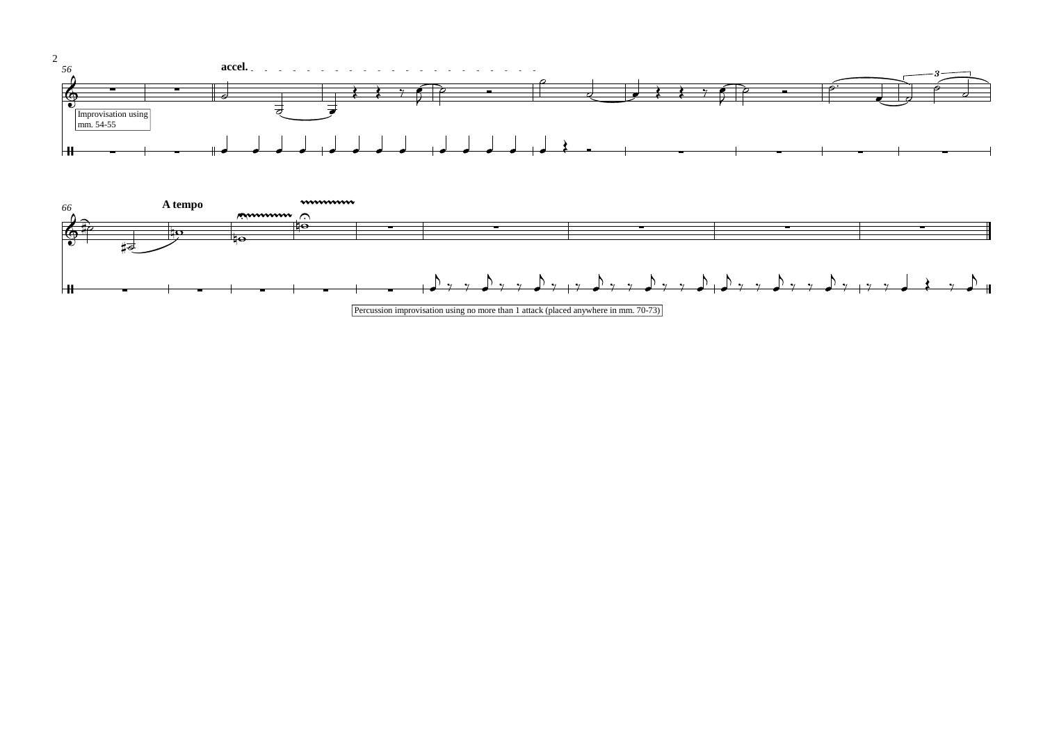56

accel.

Improvisation using mm. 54-55

66

A tempo

Percussion improvisation using no more than 1 attack (placed anywhere in mm. 70-73)